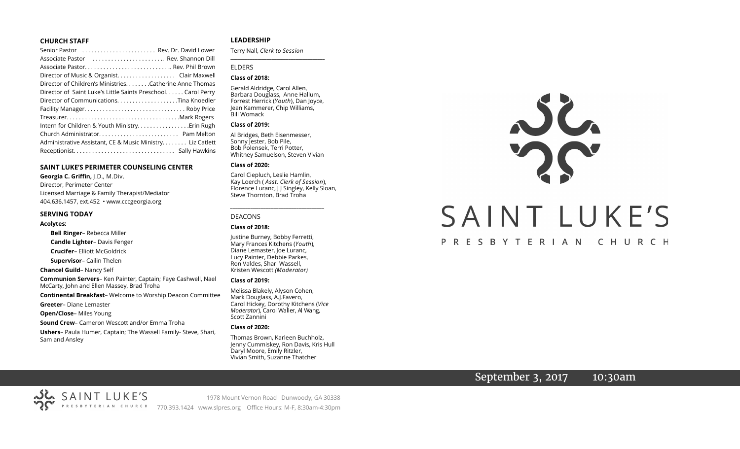## CHURCH STAFF

Senior Pastor . . . . . . . . . . . . . . . . . . . . . . . Rev. Dr. David Lower
Associate Pastor . . . . . . . . . . . . . . . . . . . . . . .. Rev. Shannon Dill
Associate Pastor. . . . . . . . . . . . . . . . . . . . . . . . . . .. Rev. Phil Brown
Director of Music & Organist. . . . . . . . . . . . . . . . . . Clair Maxwell
Director of Children's Ministries. . . . . . . .Catherine Anne Thomas
Director of Saint Luke's Little Saints Preschool. . . . . . Carol Perry
Director of Communications. . . . . . . . . . . . . . . . . . . .Tina Knoedler
Facility Manager. . . . . . . . . . . . . . . . . . . . . . . . . . . . . . . . Roby Price
Treasurer. . . . . . . . . . . . . . . . . . . . . . . . . . . . . . . . . . . .Mark Rogers
Intern for Children & Youth Ministry. . . . . . . . . . . . . . . . .Erin Rugh
Church Administrator. . . . . . . . . . . . . . . . . . . . . . . . . Pam Melton
Administrative Assistant, CE & Music Ministry. . . . . . . . Liz Catlett
Receptionist. . . . . . . . . . . . . . . . . . . . . . . . . . . . . . . . Sally Hawkins

## SAINT LUKE'S PERIMETER COUNSELING CENTER

**Georgia C. Griffin,** J.D., M.Div.
Director, Perimeter Center
Licensed Marriage & Family Therapist/Mediator
404.636.1457, ext.452 • www.cccgeorgia.org

## SERVING TODAY

**Acolytes:**

**Bell Ringer**– Rebecca Miller
**Candle Lighter**– Davis Fenger
**Crucifer**– Elliott McGoldrick
**Supervisor**– Cailin Thelen

**Chancel Guild**– Nancy Self

**Communion Servers**– Ken Painter, Captain; Faye Cashwell, Nael McCarty, John and Ellen Massey, Brad Troha

**Continental Breakfast**– Welcome to Worship Deacon Committee

**Greeter**– Diane Lemaster

**Open/Close**– Miles Young

**Sound Crew**– Cameron Wescott and/or Emma Troha

**Ushers**– Paula Humer, Captain; The Wassell Family- Steve, Shari, Sam and Ansley

## LEADERSHIP

Terry Nall, *Clerk to Session*

### ELDERS

**Class of 2018:**

Gerald Aldridge, Carol Allen, Barbara Douglass, Anne Hallum, Forrest Herrick (*Youth*), Dan Joyce, Jean Kammerer, Chip Williams, Bill Womack

**Class of 2019:**

Al Bridges, Beth Eisenmesser, Sonny Jester, Bob Pile, Bob Polensek, Terri Potter, Whitney Samuelson, Steven Vivian

**Class of 2020:**

Carol Ciepluch, Leslie Hamlin, Kay Loerch ( *Asst. Clerk of Session*), Florence Luranc, J J Singley, Kelly Sloan, Steve Thornton, Brad Troha

### DEACONS

**Class of 2018:**

Justine Burney, Bobby Ferretti, Mary Frances Kitchens (*Youth*), Diane Lemaster, Joe Luranc, Lucy Painter, Debbie Parkes, Ron Valdes, Shari Wassell, Kristen Wescott *(Moderator)*

**Class of 2019:**

Melissa Blakely, Alyson Cohen, Mark Douglass, A.J.Favero, Carol Hickey, Dorothy Kitchens (*Vice Moderator*), Carol Waller, Al Wang, Scott Zannini

**Class of 2020:**

Thomas Brown, Karleen Buchholz, Jenny Cummiskey, Ron Davis, Kris Hull Daryl Moore, Emily Ritzler, Vivian Smith, Suzanne Thatcher

# SAINT LUKE'S

PRESBYTERIAN CHURCH

September 3, 2017 10:30am

SAINT LUKE'S PRESBYTERIAN CHURCH

1978 Mount Vernon Road Dunwoody, GA 30338
770.393.1424 www.slpres.org Office Hours: M-F, 8:30am-4:30pm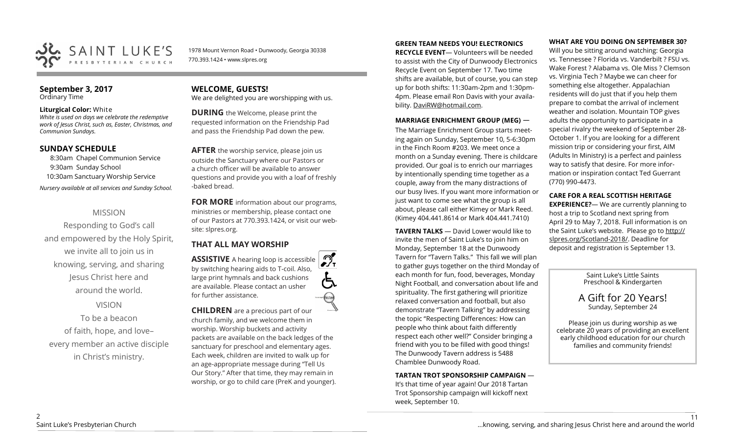SAINT LUKE'S PRESBYTERIAN CHURCH

1978 Mount Vernon Road • Dunwoody, Georgia 30338
770.393.1424 • www.slpres.org

## September 3, 2017
Ordinary Time

**Liturgical Color:** White
*White is used on days we celebrate the redemptive work of Jesus Christ, such as, Easter, Christmas, and Communion Sundays.*

## SUNDAY SCHEDULE

8:30am Chapel Communion Service
9:30am Sunday School
10:30am Sanctuary Worship Service

*Nursery available at all services and Sunday School.*

MISSION

Responding to God's call and empowered by the Holy Spirit, we invite all to join us in knowing, serving, and sharing Jesus Christ here and around the world.

VISION

To be a beacon of faith, hope, and love– every member an active disciple in Christ's ministry.

## WELCOME, GUESTS!

We are delighted you are worshipping with us.

**DURING** the Welcome, please print the requested information on the Friendship Pad and pass the Friendship Pad down the pew.

**AFTER** the worship service, please join us outside the Sanctuary where our Pastors or a church officer will be available to answer questions and provide you with a loaf of freshly-baked bread.

**FOR MORE** information about our programs, ministries or membership, please contact one of our Pastors at 770.393.1424, or visit our website: slpres.org.

## THAT ALL MAY WORSHIP

**ASSISTIVE** A hearing loop is accessible by switching hearing aids to T-coil. Also, large print hymnals and back cushions are available. Please contact an usher for further assistance.

**CHILDREN** are a precious part of our church family, and we welcome them in worship. Worship buckets and activity packets are available on the back ledges of the sanctuary for preschool and elementary ages. Each week, children are invited to walk up for an age-appropriate message during "Tell Us Our Story." After that time, they may remain in worship, or go to child care (PreK and younger).

**GREEN TEAM NEEDS YOU! ELECTRONICS RECYCLE EVENT**— Volunteers will be needed to assist with the City of Dunwoody Electronics Recycle Event on September 17. Two time shifts are available, but of course, you can step up for both shifts: 11:30am-2pm and 1:30pm-4pm. Please email Ron Davis with your availability. DaviRW@hotmail.com.

**MARRIAGE ENRICHMENT GROUP (MEG)** — The Marriage Enrichment Group starts meeting again on Sunday, September 10, 5-6:30pm in the Finch Room #203. We meet once a month on a Sunday evening. There is childcare provided. Our goal is to enrich our marriages by intentionally spending time together as a couple, away from the many distractions of our busy lives. If you want more information or just want to come see what the group is all about, please call either Kimey or Mark Reed. (Kimey 404.441.8614 or Mark 404.441.7410)

**TAVERN TALKS** — David Lower would like to invite the men of Saint Luke's to join him on Monday, September 18 at the Dunwoody Tavern for "Tavern Talks." This fall we will plan to gather guys together on the third Monday of each month for fun, food, beverages, Monday Night Football, and conversation about life and spirituality. The first gathering will prioritize relaxed conversation and football, but also demonstrate "Tavern Talking" by addressing the topic "Respecting Differences: How can people who think about faith differently respect each other well?" Consider bringing a friend with you to be filled with good things! The Dunwoody Tavern address is 5488 Chamblee Dunwoody Road.

**TARTAN TROT SPONSORSHIP CAMPAIGN** — It's that time of year again! Our 2018 Tartan Trot Sponsorship campaign will kickoff next week, September 10.

**WHAT ARE YOU DOING ON SEPTEMBER 30?** Will you be sitting around watching: Georgia vs. Tennessee ? Florida vs. Vanderbilt ? FSU vs. Wake Forest ? Alabama vs. Ole Miss ? Clemson vs. Virginia Tech ? Maybe we can cheer for something else altogether. Appalachian residents will do just that if you help them prepare to combat the arrival of inclement weather and isolation. Mountain TOP gives adults the opportunity to participate in a special rivalry the weekend of September 28-October 1. If you are looking for a different mission trip or considering your first, AIM (Adults In Ministry) is a perfect and painless way to satisfy that desire. For more information or inspiration contact Ted Guerrant (770) 990-4473.

**CARE FOR A REAL SCOTTISH HERITAGE EXPERIENCE?**— We are currently planning to host a trip to Scotland next spring from April 29 to May 7, 2018. Full information is on the Saint Luke's website. Please go to http://slpres.org/Scotland-2018/. Deadline for deposit and registration is September 13.

Saint Luke's Little Saints
Preschool & Kindergarten

A Gift for 20 Years!
Sunday, September 24

Please join us during worship as we celebrate 20 years of providing an excellent early childhood education for our church families and community friends!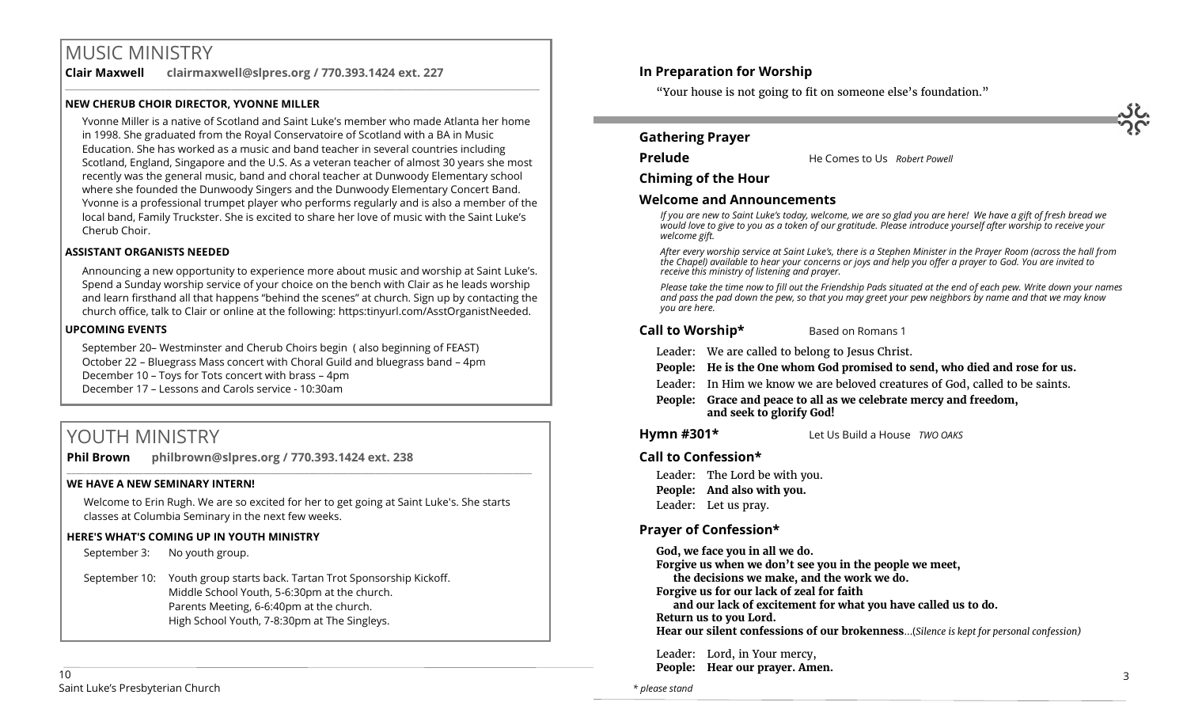# MUSIC MINISTRY

**Clair Maxwell clairmaxwell@slpres.org / 770.393.1424 ext. 227**

### NEW CHERUB CHOIR DIRECTOR, YVONNE MILLER

Yvonne Miller is a native of Scotland and Saint Luke's member who made Atlanta her home in 1998. She graduated from the Royal Conservatoire of Scotland with a BA in Music Education. She has worked as a music and band teacher in several countries including Scotland, England, Singapore and the U.S. As a veteran teacher of almost 30 years she most recently was the general music, band and choral teacher at Dunwoody Elementary school where she founded the Dunwoody Singers and the Dunwoody Elementary Concert Band. Yvonne is a professional trumpet player who performs regularly and is also a member of the local band, Family Truckster. She is excited to share her love of music with the Saint Luke's Cherub Choir.

### ASSISTANT ORGANISTS NEEDED

Announcing a new opportunity to experience more about music and worship at Saint Luke's. Spend a Sunday worship service of your choice on the bench with Clair as he leads worship and learn firsthand all that happens "behind the scenes" at church. Sign up by contacting the church office, talk to Clair or online at the following: https:tinyurl.com/AsstOrganistNeeded.

### UPCOMING EVENTS

September 20– Westminster and Cherub Choirs begin ( also beginning of FEAST)
October 22 – Bluegrass Mass concert with Choral Guild and bluegrass band – 4pm
December 10 – Toys for Tots concert with brass – 4pm
December 17 – Lessons and Carols service - 10:30am

# YOUTH MINISTRY

**Phil Brown philbrown@slpres.org / 770.393.1424 ext. 238**

### WE HAVE A NEW SEMINARY INTERN!

Welcome to Erin Rugh. We are so excited for her to get going at Saint Luke's. She starts classes at Columbia Seminary in the next few weeks.

### HERE'S WHAT'S COMING UP IN YOUTH MINISTRY

September 3: No youth group.

September 10: Youth group starts back. Tartan Trot Sponsorship Kickoff.
Middle School Youth, 5-6:30pm at the church.
Parents Meeting, 6-6:40pm at the church.
High School Youth, 7-8:30pm at The Singleys.

## In Preparation for Worship

"Your house is not going to fit on someone else's foundation."

## Gathering Prayer

**Prelude** He Comes to Us *Robert Powell*

**Chiming of the Hour**

**Welcome and Announcements**

*If you are new to Saint Luke's today, welcome, we are so glad you are here! We have a gift of fresh bread we would love to give to you as a token of our gratitude. Please introduce yourself after worship to receive your welcome gift.*

*After every worship service at Saint Luke's, there is a Stephen Minister in the Prayer Room (across the hall from the Chapel) available to hear your concerns or joys and help you offer a prayer to God. You are invited to receive this ministry of listening and prayer.*

*Please take the time now to fill out the Friendship Pads situated at the end of each pew. Write down your names and pass the pad down the pew, so that you may greet your pew neighbors by name and that we may know you are here.*

**Call to Worship*** Based on Romans 1

Leader: We are called to belong to Jesus Christ.
**People: He is the One whom God promised to send, who died and rose for us.**
Leader: In Him we know we are beloved creatures of God, called to be saints.
**People: Grace and peace to all as we celebrate mercy and freedom, and seek to glorify God!**

**Hymn #301*** Let Us Build a House *TWO OAKS*

**Call to Confession***

Leader: The Lord be with you.
**People: And also with you.**
Leader: Let us pray.

**Prayer of Confession***

**God, we face you in all we do.**
**Forgive us when we don't see you in the people we meet,**
**the decisions we make, and the work we do.**
**Forgive us for our lack of zeal for faith**
**and our lack of excitement for what you have called us to do.**
**Return us to you Lord.**
**Hear our silent confessions of our brokenness**…(*Silence is kept for personal confession)*

Leader: Lord, in Your mercy,
**People: Hear our prayer. Amen.**

*\* please stand*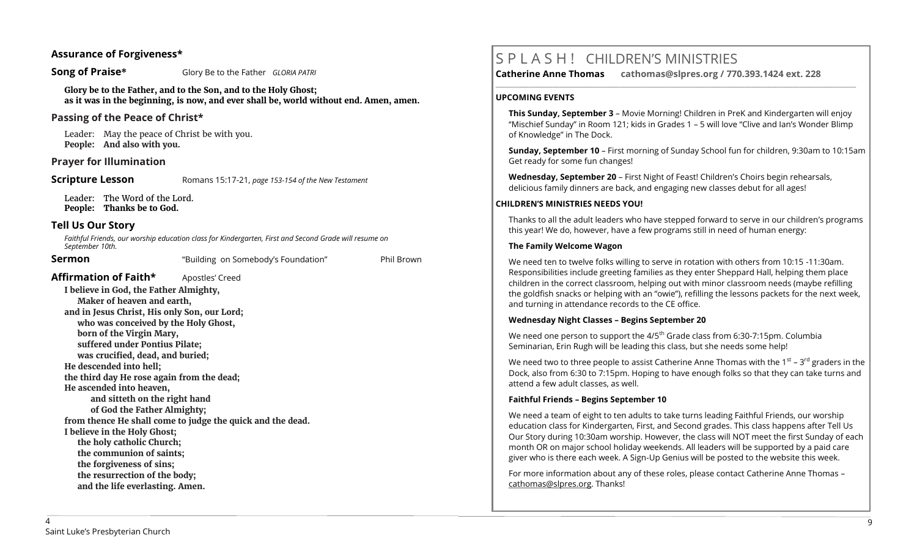## Assurance of Forgiveness*

**Song of Praise*** Glory Be to the Father *GLORIA PATRI*

**Glory be to the Father, and to the Son, and to the Holy Ghost;**
**as it was in the beginning, is now, and ever shall be, world without end. Amen, amen.**

## Passing of the Peace of Christ*

Leader: May the peace of Christ be with you.
**People: And also with you.**

## Prayer for Illumination

**Scripture Lesson** Romans 15:17-21, *page 153-154 of the New Testament*

Leader: The Word of the Lord.
**People: Thanks be to God.**

## Tell Us Our Story

*Faithful Friends, our worship education class for Kindergarten, First and Second Grade will resume on September 10th.*

**Sermon** "Building on Somebody's Foundation" Phil Brown

**Affirmation of Faith*** Apostles' Creed

**I believe in God, the Father Almighty,**
**Maker of heaven and earth,**
**and in Jesus Christ, His only Son, our Lord;**
**who was conceived by the Holy Ghost,**
**born of the Virgin Mary,**
**suffered under Pontius Pilate;**
**was crucified, dead, and buried;**
**He descended into hell;**
**the third day He rose again from the dead;**
**He ascended into heaven,**
**and sitteth on the right hand**
**of God the Father Almighty;**
**from thence He shall come to judge the quick and the dead.**
**I believe in the Holy Ghost;**
**the holy catholic Church;**
**the communion of saints;**
**the forgiveness of sins;**
**the resurrection of the body;**
**and the life everlasting. Amen.**

# S P L A S H ! CHILDREN'S MINISTRIES

**Catherine Anne Thomas cathomas@slpres.org / 770.393.1424 ext. 228**

**UPCOMING EVENTS**

**This Sunday, September 3** – Movie Morning! Children in PreK and Kindergarten will enjoy "Mischief Sunday" in Room 121; kids in Grades 1 – 5 will love "Clive and Ian's Wonder Blimp of Knowledge" in The Dock.

**Sunday, September 10** – First morning of Sunday School fun for children, 9:30am to 10:15am Get ready for some fun changes!

**Wednesday, September 20** – First Night of Feast! Children's Choirs begin rehearsals, delicious family dinners are back, and engaging new classes debut for all ages!

**CHILDREN'S MINISTRIES NEEDS YOU!**

Thanks to all the adult leaders who have stepped forward to serve in our children's programs this year! We do, however, have a few programs still in need of human energy:

**The Family Welcome Wagon**

We need ten to twelve folks willing to serve in rotation with others from 10:15 -11:30am. Responsibilities include greeting families as they enter Sheppard Hall, helping them place children in the correct classroom, helping out with minor classroom needs (maybe refilling the goldfish snacks or helping with an "owie"), refilling the lessons packets for the next week, and turning in attendance records to the CE office.

**Wednesday Night Classes – Begins September 20**

We need one person to support the 4/5th Grade class from 6:30-7:15pm. Columbia Seminarian, Erin Rugh will be leading this class, but she needs some help!

We need two to three people to assist Catherine Anne Thomas with the 1st – 3rd graders in the Dock, also from 6:30 to 7:15pm. Hoping to have enough folks so that they can take turns and attend a few adult classes, as well.

**Faithful Friends – Begins September 10**

We need a team of eight to ten adults to take turns leading Faithful Friends, our worship education class for Kindergarten, First, and Second grades. This class happens after Tell Us Our Story during 10:30am worship. However, the class will NOT meet the first Sunday of each month OR on major school holiday weekends. All leaders will be supported by a paid care giver who is there each week. A Sign-Up Genius will be posted to the website this week.

For more information about any of these roles, please contact Catherine Anne Thomas – cathomas@slpres.org. Thanks!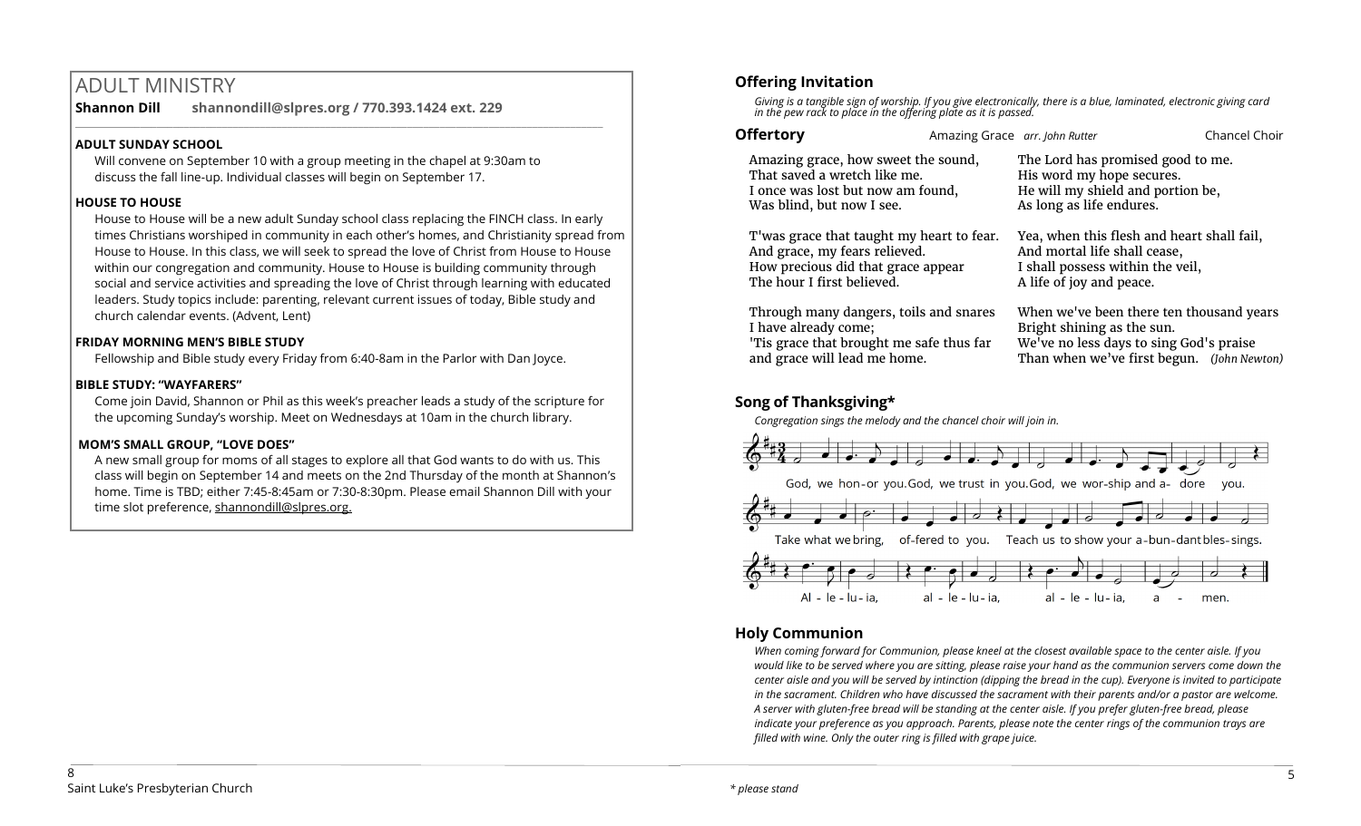## ADULT MINISTRY

**Shannon Dill** **shannondill@slpres.org / 770.393.1424 ext. 229**

**ADULT SUNDAY SCHOOL**

Will convene on September 10 with a group meeting in the chapel at 9:30am to discuss the fall line-up. Individual classes will begin on September 17.

**HOUSE TO HOUSE**

House to House will be a new adult Sunday school class replacing the FINCH class. In early times Christians worshiped in community in each other's homes, and Christianity spread from House to House. In this class, we will seek to spread the love of Christ from House to House within our congregation and community. House to House is building community through social and service activities and spreading the love of Christ through learning with educated leaders. Study topics include: parenting, relevant current issues of today, Bible study and church calendar events. (Advent, Lent)

**FRIDAY MORNING MEN'S BIBLE STUDY**

Fellowship and Bible study every Friday from 6:40-8am in the Parlor with Dan Joyce.

**BIBLE STUDY: "WAYFARERS"**

Come join David, Shannon or Phil as this week's preacher leads a study of the scripture for the upcoming Sunday's worship. Meet on Wednesdays at 10am in the church library.

**MOM'S SMALL GROUP, "LOVE DOES"**

A new small group for moms of all stages to explore all that God wants to do with us. This class will begin on September 14 and meets on the 2nd Thursday of the month at Shannon's home. Time is TBD; either 7:45-8:45am or 7:30-8:30pm. Please email Shannon Dill with your time slot preference, shannondill@slpres.org.

### Offering Invitation

*Giving is a tangible sign of worship. If you give electronically, there is a blue, laminated, electronic giving card in the pew rack to place in the offering plate as it is passed.*

### Offertory — Amazing Grace *arr. John Rutter* — Chancel Choir

Amazing grace, how sweet the sound,
That saved a wretch like me.
I once was lost but now am found,
Was blind, but now I see.

T'was grace that taught my heart to fear.
And grace, my fears relieved.
How precious did that grace appear
The hour I first believed.

Through many dangers, toils and snares
I have already come;
'Tis grace that brought me safe thus far
and grace will lead me home.

The Lord has promised good to me.
His word my hope secures.
He will my shield and portion be,
As long as life endures.

Yea, when this flesh and heart shall fail,
And mortal life shall cease,
I shall possess within the veil,
A life of joy and peace.

When we've been there ten thousand years
Bright shining as the sun.
We've no less days to sing God's praise
Than when we've first begun. *(John Newton)*

### Song of Thanksgiving*

*Congregation sings the melody and the chancel choir will join in.*

God, we hon-or you. God, we trust in you. God, we wor-ship and a- dore you.
Take what we bring, of-fered to you. Teach us to show your a-bun-dant bles-sings.
Al - le - lu - ia, al - le - lu - ia, al - le - lu - ia, a - men.

### Holy Communion

*When coming forward for Communion, please kneel at the closest available space to the center aisle. If you would like to be served where you are sitting, please raise your hand as the communion servers come down the center aisle and you will be served by intinction (dipping the bread in the cup). Everyone is invited to participate in the sacrament. Children who have discussed the sacrament with their parents and/or a pastor are welcome. A server with gluten-free bread will be standing at the center aisle. If you prefer gluten-free bread, please indicate your preference as you approach. Parents, please note the center rings of the communion trays are filled with wine. Only the outer ring is filled with grape juice.*

*\* please stand*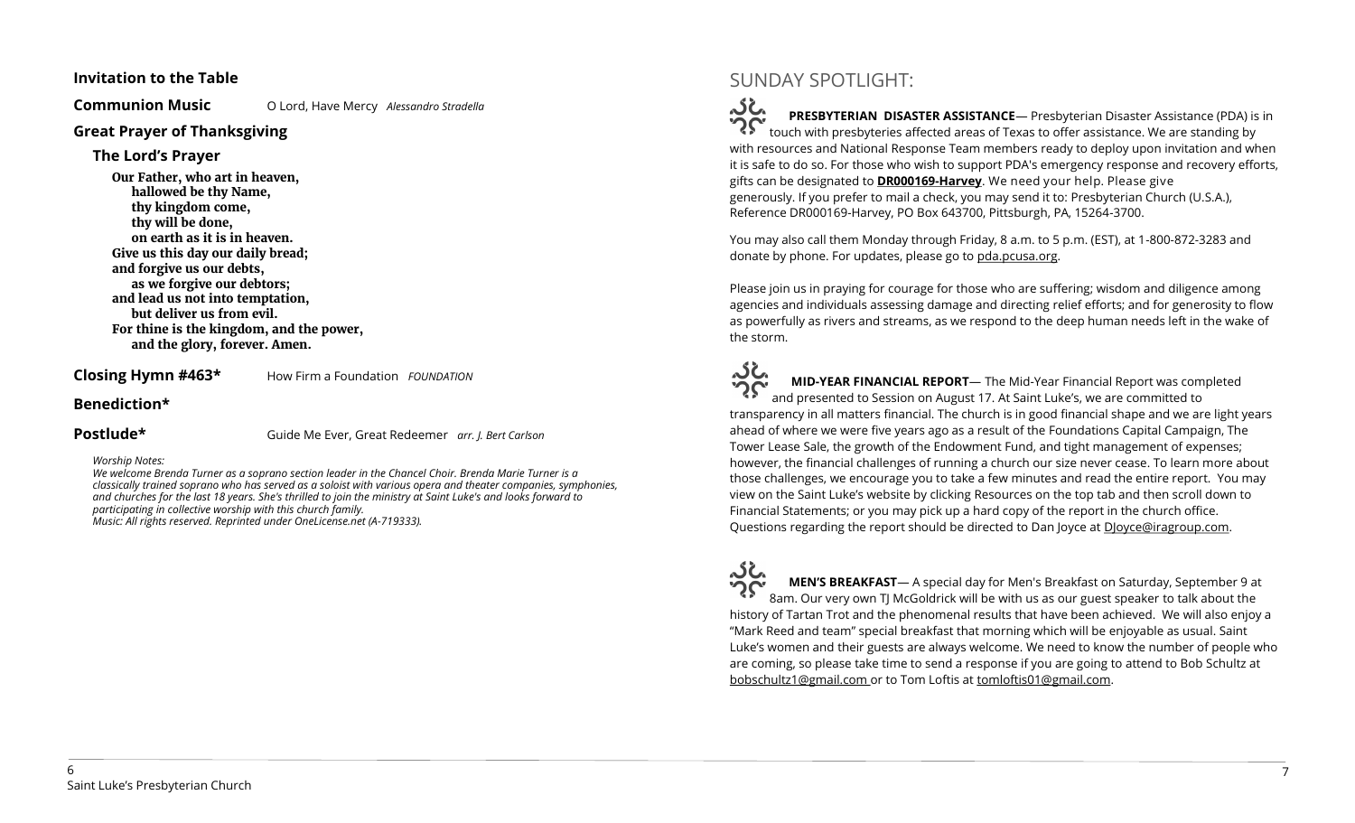**Invitation to the Table**

**Communion Music** O Lord, Have Mercy *Alessandro Stradella*

**Great Prayer of Thanksgiving**

**The Lord's Prayer**

**Our Father, who art in heaven,**
**hallowed be thy Name,**
**thy kingdom come,**
**thy will be done,**
**on earth as it is in heaven.**
**Give us this day our daily bread;**
**and forgive us our debts,**
**as we forgive our debtors;**
**and lead us not into temptation,**
**but deliver us from evil.**
**For thine is the kingdom, and the power,**
**and the glory, forever. Amen.**

**Closing Hymn #463*** How Firm a Foundation *FOUNDATION*

**Benediction***

**Postlude*** Guide Me Ever, Great Redeemer *arr. J. Bert Carlson*

*Worship Notes:*
*We welcome Brenda Turner as a soprano section leader in the Chancel Choir. Brenda Marie Turner is a classically trained soprano who has served as a soloist with various opera and theater companies, symphonies, and churches for the last 18 years. She's thrilled to join the ministry at Saint Luke's and looks forward to participating in collective worship with this church family.*
*Music: All rights reserved. Reprinted under OneLicense.net (A-719333).*

## SUNDAY SPOTLIGHT:

**PRESBYTERIAN DISASTER ASSISTANCE**— Presbyterian Disaster Assistance (PDA) is in touch with presbyteries affected areas of Texas to offer assistance. We are standing by with resources and National Response Team members ready to deploy upon invitation and when it is safe to do so. For those who wish to support PDA's emergency response and recovery efforts, gifts can be designated to **DR000169-Harvey**. We need your help. Please give generously. If you prefer to mail a check, you may send it to: Presbyterian Church (U.S.A.), Reference DR000169-Harvey, PO Box 643700, Pittsburgh, PA, 15264-3700.

You may also call them Monday through Friday, 8 a.m. to 5 p.m. (EST), at 1-800-872-3283 and donate by phone. For updates, please go to pda.pcusa.org.

Please join us in praying for courage for those who are suffering; wisdom and diligence among agencies and individuals assessing damage and directing relief efforts; and for generosity to flow as powerfully as rivers and streams, as we respond to the deep human needs left in the wake of the storm.

**MID-YEAR FINANCIAL REPORT**— The Mid-Year Financial Report was completed and presented to Session on August 17. At Saint Luke's, we are committed to transparency in all matters financial. The church is in good financial shape and we are light years ahead of where we were five years ago as a result of the Foundations Capital Campaign, The Tower Lease Sale, the growth of the Endowment Fund, and tight management of expenses; however, the financial challenges of running a church our size never cease. To learn more about those challenges, we encourage you to take a few minutes and read the entire report. You may view on the Saint Luke's website by clicking Resources on the top tab and then scroll down to Financial Statements; or you may pick up a hard copy of the report in the church office. Questions regarding the report should be directed to Dan Joyce at DJoyce@iragroup.com.

**MEN'S BREAKFAST**— A special day for Men's Breakfast on Saturday, September 9 at 8am. Our very own TJ McGoldrick will be with us as our guest speaker to talk about the history of Tartan Trot and the phenomenal results that have been achieved. We will also enjoy a "Mark Reed and team" special breakfast that morning which will be enjoyable as usual. Saint Luke's women and their guests are always welcome. We need to know the number of people who are coming, so please take time to send a response if you are going to attend to Bob Schultz at bobschultz1@gmail.com or to Tom Loftis at tomloftis01@gmail.com.